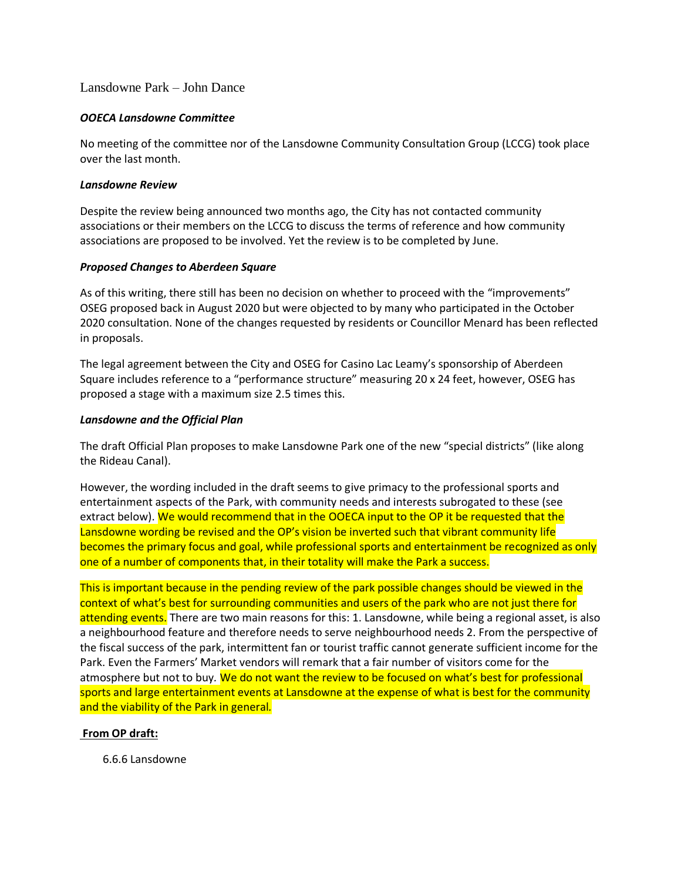Lansdowne Park – John Dance

***OOECA Lansdowne Committee***

No meeting of the committee nor of the Lansdowne Community Consultation Group (LCCG) took place over the last month.

***Lansdowne Review***

Despite the review being announced two months ago, the City has not contacted community associations or their members on the LCCG to discuss the terms of reference and how community associations are proposed to be involved. Yet the review is to be completed by June.

***Proposed Changes to Aberdeen Square***

As of this writing, there still has been no decision on whether to proceed with the "improvements" OSEG proposed back in August 2020 but were objected to by many who participated in the October 2020 consultation. None of the changes requested by residents or Councillor Menard has been reflected in proposals.

The legal agreement between the City and OSEG for Casino Lac Leamy's sponsorship of Aberdeen Square includes reference to a "performance structure" measuring 20 x 24 feet, however, OSEG has proposed a stage with a maximum size 2.5 times this.

***Lansdowne and the Official Plan***

The draft Official Plan proposes to make Lansdowne Park one of the new "special districts" (like along the Rideau Canal).

However, the wording included in the draft seems to give primacy to the professional sports and entertainment aspects of the Park, with community needs and interests subrogated to these (see extract below). We would recommend that in the OOECA input to the OP it be requested that the Lansdowne wording be revised and the OP's vision be inverted such that vibrant community life becomes the primary focus and goal, while professional sports and entertainment be recognized as only one of a number of components that, in their totality will make the Park a success.

This is important because in the pending review of the park possible changes should be viewed in the context of what's best for surrounding communities and users of the park who are not just there for attending events. There are two main reasons for this: 1. Lansdowne, while being a regional asset, is also a neighbourhood feature and therefore needs to serve neighbourhood needs 2. From the perspective of the fiscal success of the park, intermittent fan or tourist traffic cannot generate sufficient income for the Park. Even the Farmers' Market vendors will remark that a fair number of visitors come for the atmosphere but not to buy. *We do not want the review to be focused on what's best for professional sports and large entertainment events at Lansdowne at the expense of what is best for the community and the viability of the Park in general.*

**From OP draft:**

6.6.6 Lansdowne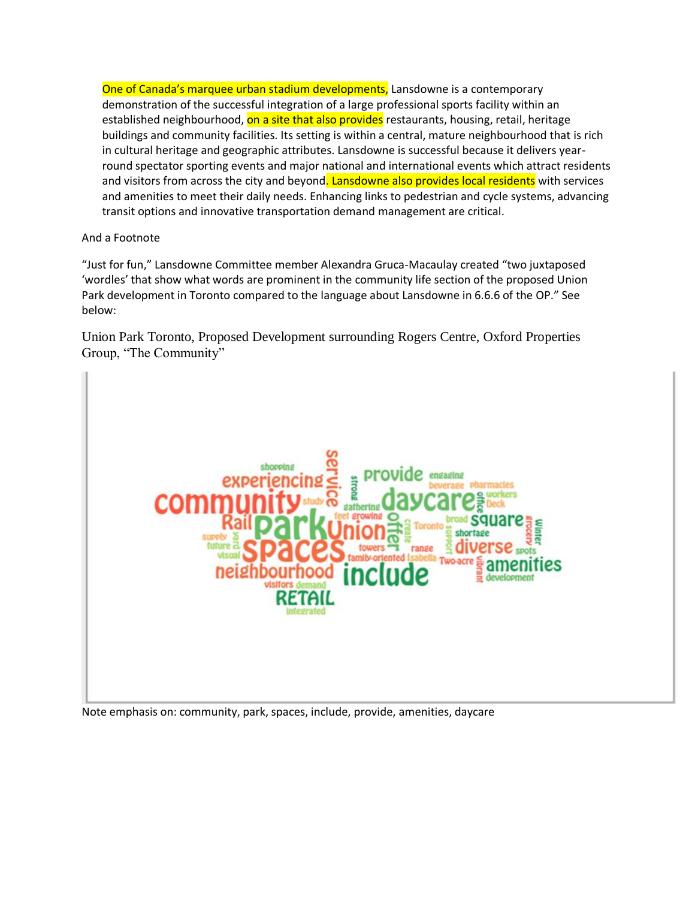One of Canada's marquee urban stadium developments, Lansdowne is a contemporary demonstration of the successful integration of a large professional sports facility within an established neighbourhood, on a site that also provides restaurants, housing, retail, heritage buildings and community facilities. Its setting is within a central, mature neighbourhood that is rich in cultural heritage and geographic attributes. Lansdowne is successful because it delivers year-round spectator sporting events and major national and international events which attract residents and visitors from across the city and beyond. Lansdowne also provides local residents with services and amenities to meet their daily needs. Enhancing links to pedestrian and cycle systems, advancing transit options and innovative transportation demand management are critical.

And a Footnote

"Just for fun," Lansdowne Committee member Alexandra Gruca-Macaulay created "two juxtaposed 'wordles' that show what words are prominent in the community life section of the proposed Union Park development in Toronto compared to the language about Lansdowne in 6.6.6 of the OP." See below:

Union Park Toronto, Proposed Development surrounding Rogers Centre, Oxford Properties Group, "The Community"

shopping experiencing service strong provide engaging beverage pharmacies
community study gathering daycare office workers Deck
Rail park Union feet growing offer create Toronto broad support square shortage grocery Winter
supply future yard visual spaces towers range diverse spots
neighbourhood family-oriented Isabella Two-acre vibrant amenities development
visitors demand include
RETAIL
integrated

Note emphasis on: community, park, spaces, include, provide, amenities, daycare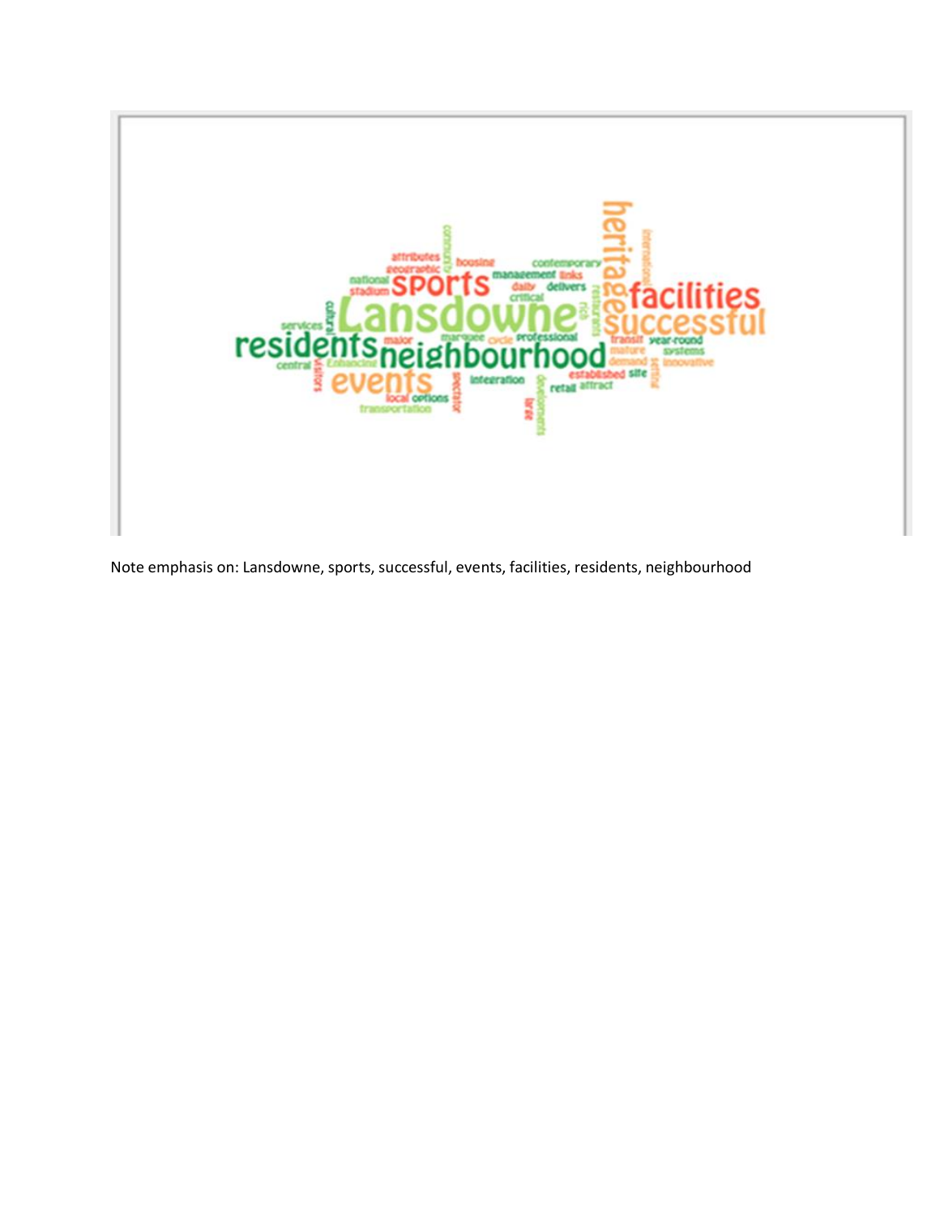Lansdowne

sports

successful

events

facilities

residents

neighbourhood

heritage

attributes

geographic

national

stadium

housing

community

contemporary

management

links

daily

delivers

critical

rich

restaurants

international

services

cultural

central

Enhancing

visitors

major

marquee

cycle

professional

transit

year-round

mature

systems

demand

innovative

established

site

setting

integration

retail

attract

local

options

transportation

spectator

large

developments

Note emphasis on: Lansdowne, sports, successful, events, facilities, residents, neighbourhood